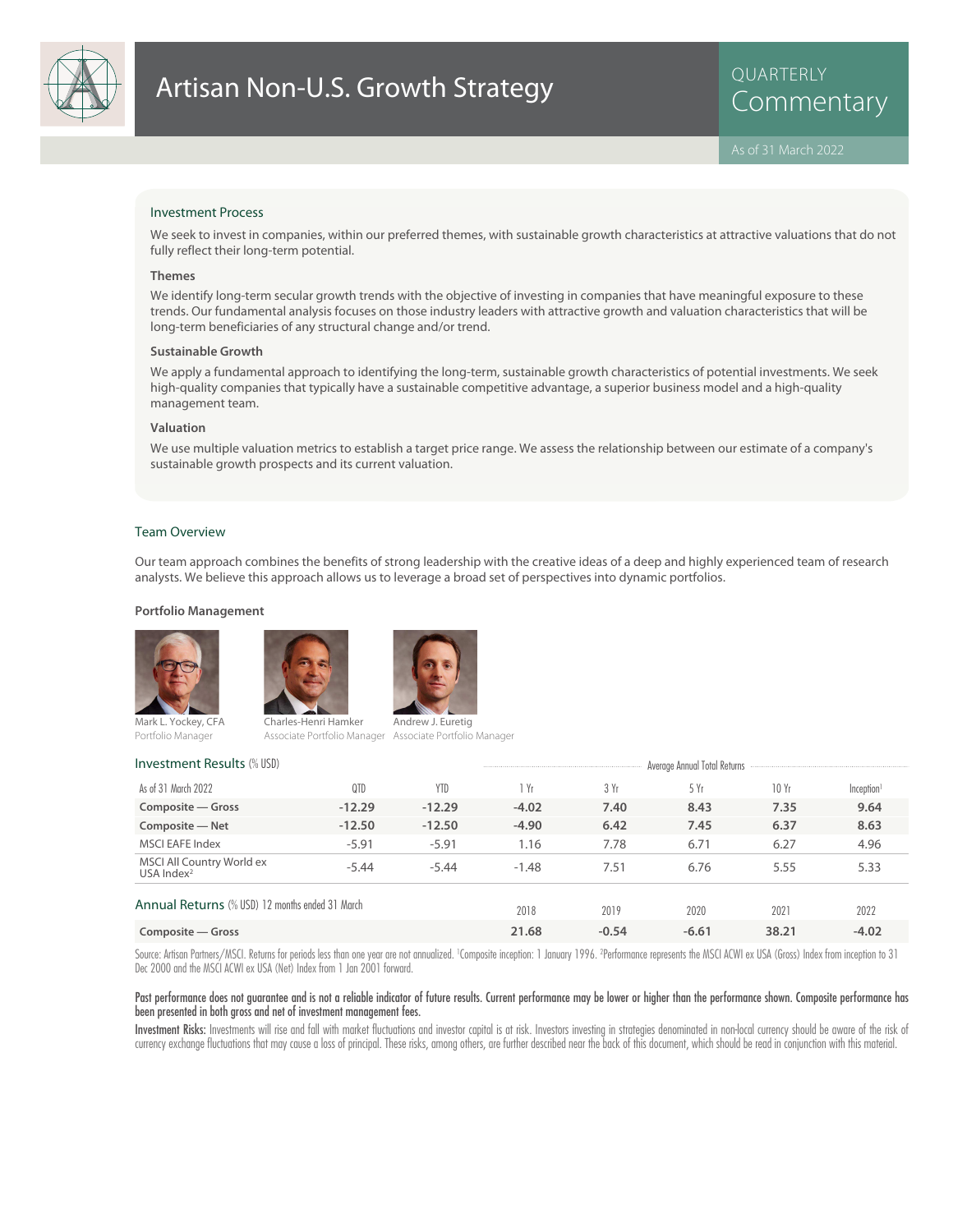# Artisan Non-U.S. Growth Strategy

QUARTERLY Commentary

As of 31 March 2022

## Investment Process

We seek to invest in companies, within our preferred themes, with sustainable growth characteristics at attractive valuations that do not fully reflect their long-term potential.

### Themes

We identify long-term secular growth trends with the objective of investing in companies that have meaningful exposure to these trends. Our fundamental analysis focuses on those industry leaders with attractive growth and valuation characteristics that will be long-term beneficiaries of any structural change and/or trend.

### Sustainable Growth

We apply a fundamental approach to identifying the long-term, sustainable growth characteristics of potential investments. We seek high-quality companies that typically have a sustainable competitive advantage, a superior business model and a high-quality management team.

### Valuation

We use multiple valuation metrics to establish a target price range. We assess the relationship between our estimate of a company's sustainable growth prospects and its current valuation.

## Team Overview

Our team approach combines the benefits of strong leadership with the creative ideas of a deep and highly experienced team of research analysts. We believe this approach allows us to leverage a broad set of perspectives into dynamic portfolios.

### Portfolio Management

Mark L. Yockey, CFA — Portfolio Manager

Charles-Henri Hamker — Associate Portfolio Manager

Andrew J. Euretig — Associate Portfolio Manager

## Investment Results (% USD)

| As of 31 March 2022 | QTD | YTD | 1 Yr | 3 Yr | 5 Yr | 10 Yr | Inception[1] |
|---|---|---|---|---|---|---|---|
| | | | Average Annual Total Returns | | | | |
| **Composite — Gross** | **-12.29** | **-12.29** | **-4.02** | **7.40** | **8.43** | **7.35** | **9.64** |
| **Composite — Net** | **-12.50** | **-12.50** | **-4.90** | **6.42** | **7.45** | **6.37** | **8.63** |
| MSCI EAFE Index | -5.91 | -5.91 | 1.16 | 7.78 | 6.71 | 6.27 | 4.96 |
| MSCI All Country World ex USA Index[2] | -5.44 | -5.44 | -1.48 | 7.51 | 6.76 | 5.55 | 5.33 |

## Annual Returns (% USD) 12 months ended 31 March

| | 2018 | 2019 | 2020 | 2021 | 2022 |
|---|---|---|---|---|---|
| **Composite — Gross** | **21.68** | **-0.54** | **-6.61** | **38.21** | **-4.02** |

Source: Artisan Partners/MSCI. Returns for periods less than one year are not annualized. [1]Composite inception: 1 January 1996. [2]Performance represents the MSCI ACWI ex USA (Gross) Index from inception to 31 Dec 2000 and the MSCI ACWI ex USA (Net) Index from 1 Jan 2001 forward.

**Past performance does not guarantee and is not a reliable indicator of future results. Current performance may be lower or higher than the performance shown. Composite performance has been presented in both gross and net of investment management fees.**

**Investment Risks:** Investments will rise and fall with market fluctuations and investor capital is at risk. Investors investing in strategies denominated in non-local currency should be aware of the risk of currency exchange fluctuations that may cause a loss of principal. These risks, among others, are further described near the back of this document, which should be read in conjunction with this material.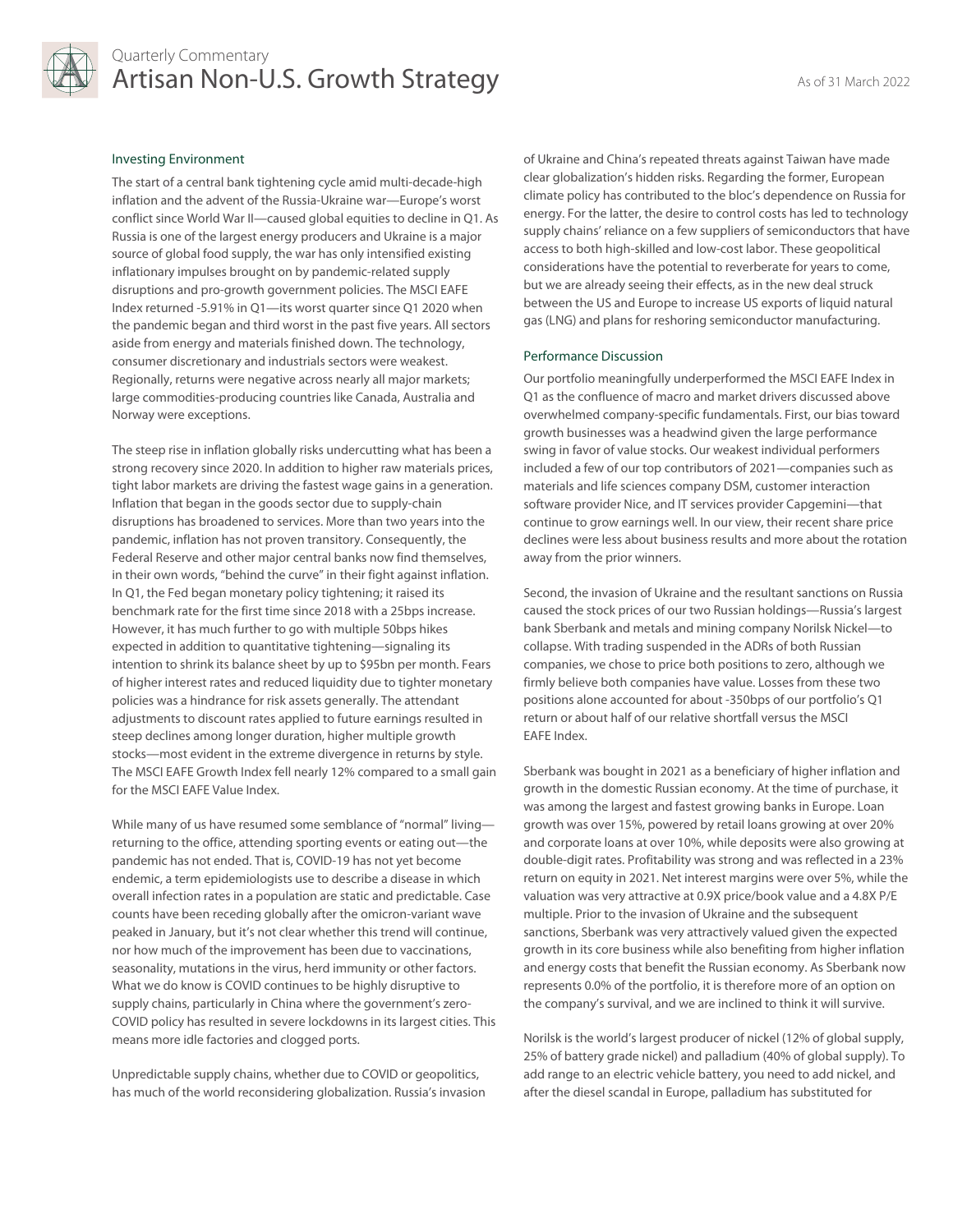## Investing Environment

The start of a central bank tightening cycle amid multi-decade-high inflation and the advent of the Russia-Ukraine war—Europe's worst conflict since World War II—caused global equities to decline in Q1. As Russia is one of the largest energy producers and Ukraine is a major source of global food supply, the war has only intensified existing inflationary impulses brought on by pandemic-related supply disruptions and pro-growth government policies. The MSCI EAFE Index returned -5.91% in Q1—its worst quarter since Q1 2020 when the pandemic began and third worst in the past five years. All sectors aside from energy and materials finished down. The technology, consumer discretionary and industrials sectors were weakest. Regionally, returns were negative across nearly all major markets; large commodities-producing countries like Canada, Australia and Norway were exceptions.

The steep rise in inflation globally risks undercutting what has been a strong recovery since 2020. In addition to higher raw materials prices, tight labor markets are driving the fastest wage gains in a generation. Inflation that began in the goods sector due to supply-chain disruptions has broadened to services. More than two years into the pandemic, inflation has not proven transitory. Consequently, the Federal Reserve and other major central banks now find themselves, in their own words, "behind the curve" in their fight against inflation. In Q1, the Fed began monetary policy tightening; it raised its benchmark rate for the first time since 2018 with a 25bps increase. However, it has much further to go with multiple 50bps hikes expected in addition to quantitative tightening—signaling its intention to shrink its balance sheet by up to $95bn per month. Fears of higher interest rates and reduced liquidity due to tighter monetary policies was a hindrance for risk assets generally. The attendant adjustments to discount rates applied to future earnings resulted in steep declines among longer duration, higher multiple growth stocks—most evident in the extreme divergence in returns by style. The MSCI EAFE Growth Index fell nearly 12% compared to a small gain for the MSCI EAFE Value Index.

While many of us have resumed some semblance of "normal" living—returning to the office, attending sporting events or eating out—the pandemic has not ended. That is, COVID-19 has not yet become endemic, a term epidemiologists use to describe a disease in which overall infection rates in a population are static and predictable. Case counts have been receding globally after the omicron-variant wave peaked in January, but it's not clear whether this trend will continue, nor how much of the improvement has been due to vaccinations, seasonality, mutations in the virus, herd immunity or other factors. What we do know is COVID continues to be highly disruptive to supply chains, particularly in China where the government's zero-COVID policy has resulted in severe lockdowns in its largest cities. This means more idle factories and clogged ports.

Unpredictable supply chains, whether due to COVID or geopolitics, has much of the world reconsidering globalization. Russia's invasion of Ukraine and China's repeated threats against Taiwan have made clear globalization's hidden risks. Regarding the former, European climate policy has contributed to the bloc's dependence on Russia for energy. For the latter, the desire to control costs has led to technology supply chains' reliance on a few suppliers of semiconductors that have access to both high-skilled and low-cost labor. These geopolitical considerations have the potential to reverberate for years to come, but we are already seeing their effects, as in the new deal struck between the US and Europe to increase US exports of liquid natural gas (LNG) and plans for reshoring semiconductor manufacturing.

## Performance Discussion

Our portfolio meaningfully underperformed the MSCI EAFE Index in Q1 as the confluence of macro and market drivers discussed above overwhelmed company-specific fundamentals. First, our bias toward growth businesses was a headwind given the large performance swing in favor of value stocks. Our weakest individual performers included a few of our top contributors of 2021—companies such as materials and life sciences company DSM, customer interaction software provider Nice, and IT services provider Capgemini—that continue to grow earnings well. In our view, their recent share price declines were less about business results and more about the rotation away from the prior winners.

Second, the invasion of Ukraine and the resultant sanctions on Russia caused the stock prices of our two Russian holdings—Russia's largest bank Sberbank and metals and mining company Norilsk Nickel—to collapse. With trading suspended in the ADRs of both Russian companies, we chose to price both positions to zero, although we firmly believe both companies have value. Losses from these two positions alone accounted for about -350bps of our portfolio's Q1 return or about half of our relative shortfall versus the MSCI EAFE Index.

Sberbank was bought in 2021 as a beneficiary of higher inflation and growth in the domestic Russian economy. At the time of purchase, it was among the largest and fastest growing banks in Russia. Loan growth was over 15%, powered by retail loans growing at over 20% and corporate loans at over 10%, while deposits were also growing at double-digit rates. Profitability was strong and was reflected in a 23% return on equity in 2021. Net interest margins were over 5%, while the valuation was very attractive at 0.9X price/book value and a 4.8X P/E multiple. Prior to the invasion of Ukraine and the subsequent sanctions, Sberbank was very attractively valued given the expected growth in its core business while also benefiting from higher inflation and energy costs that benefit the Russian economy. As Sberbank now represents 0.0% of the portfolio, it is therefore more of an option on the company's survival, and we are inclined to think it will survive.

Norilsk is the world's largest producer of nickel (12% of global supply, 25% of battery grade nickel) and palladium (40% of global supply). To add range to an electric vehicle battery, you need to add nickel, and after the diesel scandal in Europe, palladium has substituted for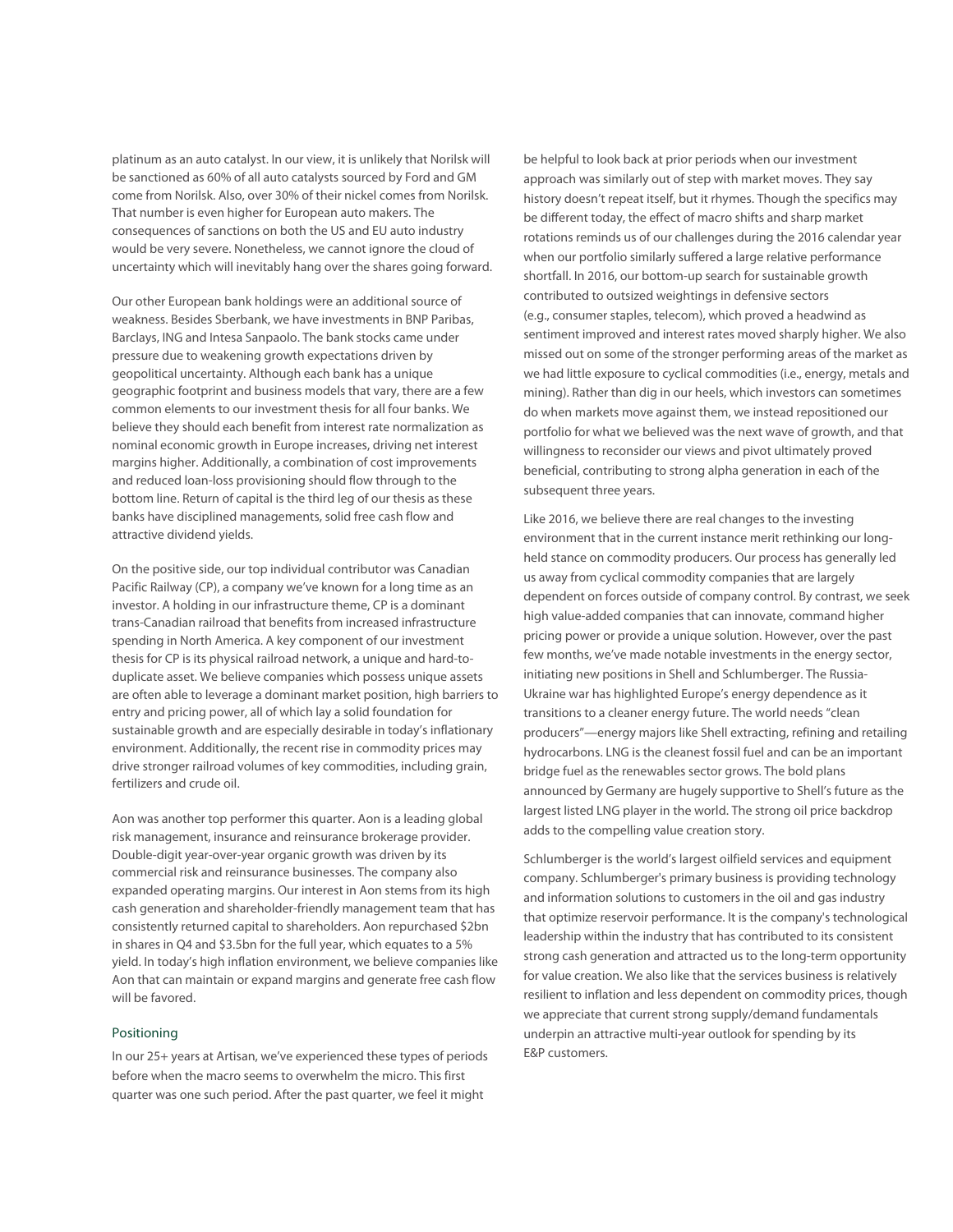platinum as an auto catalyst. In our view, it is unlikely that Norilsk will be sanctioned as 60% of all auto catalysts sourced by Ford and GM come from Norilsk. Also, over 30% of their nickel comes from Norilsk. That number is even higher for European auto makers. The consequences of sanctions on both the US and EU auto industry would be very severe. Nonetheless, we cannot ignore the cloud of uncertainty which will inevitably hang over the shares going forward.

Our other European bank holdings were an additional source of weakness. Besides Sberbank, we have investments in BNP Paribas, Barclays, ING and Intesa Sanpaolo. The bank stocks came under pressure due to weakening growth expectations driven by geopolitical uncertainty. Although each bank has a unique geographic footprint and business models that vary, there are a few common elements to our investment thesis for all four banks. We believe they should each benefit from interest rate normalization as nominal economic growth in Europe increases, driving net interest margins higher. Additionally, a combination of cost improvements and reduced loan-loss provisioning should flow through to the bottom line. Return of capital is the third leg of our thesis as these banks have disciplined managements, solid free cash flow and attractive dividend yields.

On the positive side, our top individual contributor was Canadian Pacific Railway (CP), a company we've known for a long time as an investor. A holding in our infrastructure theme, CP is a dominant trans-Canadian railroad that benefits from increased infrastructure spending in North America. A key component of our investment thesis for CP is its physical railroad network, a unique and hard-to-duplicate asset. We believe companies which possess unique assets are often able to leverage a dominant market position, high barriers to entry and pricing power, all of which lay a solid foundation for sustainable growth and are especially desirable in today's inflationary environment. Additionally, the recent rise in commodity prices may drive stronger railroad volumes of key commodities, including grain, fertilizers and crude oil.

Aon was another top performer this quarter. Aon is a leading global risk management, insurance and reinsurance brokerage provider. Double-digit year-over-year organic growth was driven by its commercial risk and reinsurance businesses. The company also expanded operating margins. Our interest in Aon stems from its high cash generation and shareholder-friendly management team that has consistently returned capital to shareholders. Aon repurchased $2bn in shares in Q4 and $3.5bn for the full year, which equates to a 5% yield. In today's high inflation environment, we believe companies like Aon that can maintain or expand margins and generate free cash flow will be favored.

## Positioning

In our 25+ years at Artisan, we've experienced these types of periods before when the macro seems to overwhelm the micro. This first quarter was one such period. After the past quarter, we feel it might be helpful to look back at prior periods when our investment approach was similarly out of step with market moves. They say history doesn't repeat itself, but it rhymes. Though the specifics may be different today, the effect of macro shifts and sharp market rotations reminds us of our challenges during the 2016 calendar year when our portfolio similarly suffered a large relative performance shortfall. In 2016, our bottom-up search for sustainable growth contributed to outsized weightings in defensive sectors (e.g., consumer staples, telecom), which proved a headwind as sentiment improved and interest rates moved sharply higher. We also missed out on some of the stronger performing areas of the market as we had little exposure to cyclical commodities (i.e., energy, metals and mining). Rather than dig in our heels, which investors can sometimes do when markets move against them, we instead repositioned our portfolio for what we believed was the next wave of growth, and that willingness to reconsider our views and pivot ultimately proved beneficial, contributing to strong alpha generation in each of the subsequent three years.

Like 2016, we believe there are real changes to the investing environment that in the current instance merit rethinking our long-held stance on commodity producers. Our process has generally led us away from cyclical commodity companies that are largely dependent on forces outside of company control. By contrast, we seek high value-added companies that can innovate, command higher pricing power or provide a unique solution. However, over the past few months, we've made notable investments in the energy sector, initiating new positions in Shell and Schlumberger. The Russia-Ukraine war has highlighted Europe's energy dependence as it transitions to a cleaner energy future. The world needs "clean producers"—energy majors like Shell extracting, refining and retailing hydrocarbons. LNG is the cleanest fossil fuel and can be an important bridge fuel as the renewables sector grows. The bold plans announced by Germany are hugely supportive to Shell's future as the largest listed LNG player in the world. The strong oil price backdrop adds to the compelling value creation story.

Schlumberger is the world's largest oilfield services and equipment company. Schlumberger's primary business is providing technology and information solutions to customers in the oil and gas industry that optimize reservoir performance. It is the company's technological leadership within the industry that has contributed to its consistent strong cash generation and attracted us to the long-term opportunity for value creation. We also like that the services business is relatively resilient to inflation and less dependent on commodity prices, though we appreciate that current strong supply/demand fundamentals underpin an attractive multi-year outlook for spending by its E&P customers.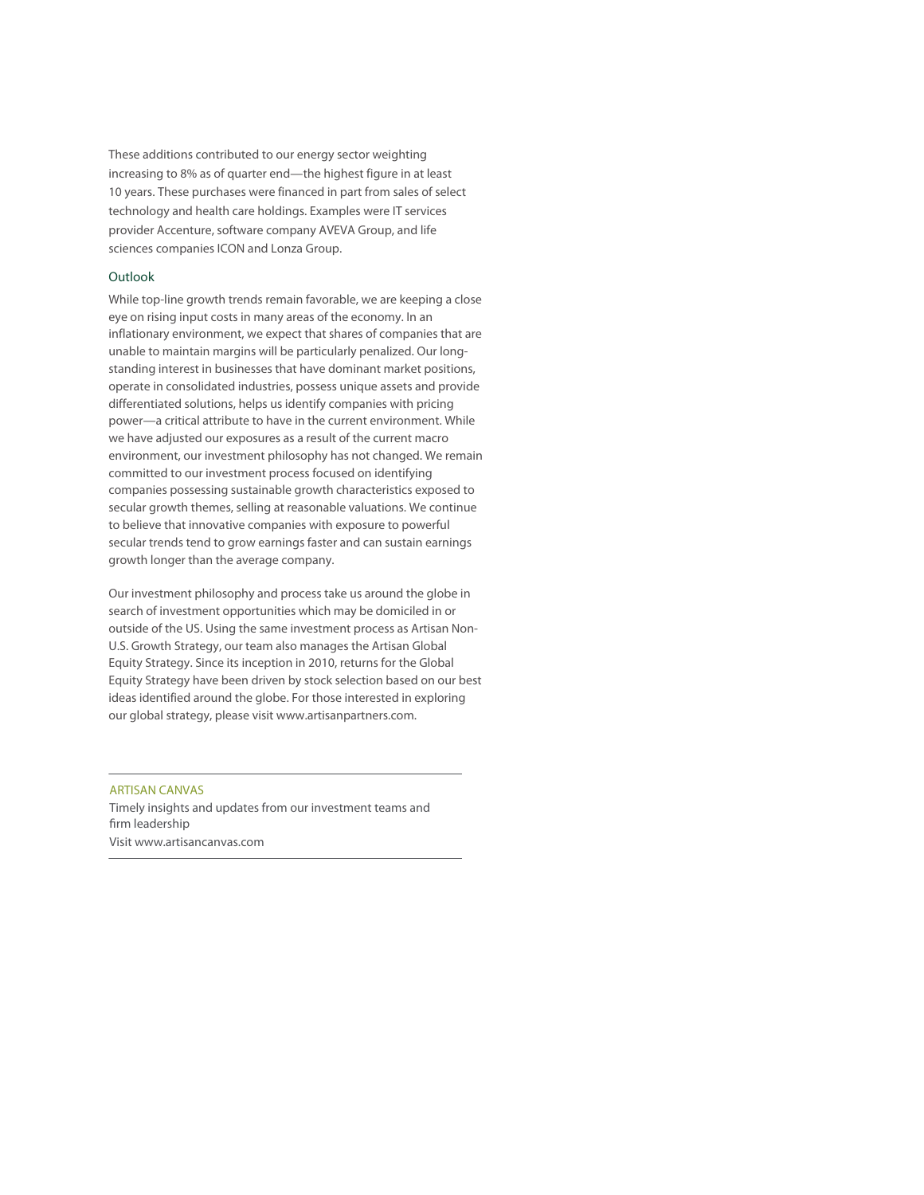These additions contributed to our energy sector weighting increasing to 8% as of quarter end—the highest figure in at least 10 years. These purchases were financed in part from sales of select technology and health care holdings. Examples were IT services provider Accenture, software company AVEVA Group, and life sciences companies ICON and Lonza Group.

## Outlook

While top-line growth trends remain favorable, we are keeping a close eye on rising input costs in many areas of the economy. In an inflationary environment, we expect that shares of companies that are unable to maintain margins will be particularly penalized. Our long-standing interest in businesses that have dominant market positions, operate in consolidated industries, possess unique assets and provide differentiated solutions, helps us identify companies with pricing power—a critical attribute to have in the current environment. While we have adjusted our exposures as a result of the current macro environment, our investment philosophy has not changed. We remain committed to our investment process focused on identifying companies possessing sustainable growth characteristics exposed to secular growth themes, selling at reasonable valuations. We continue to believe that innovative companies with exposure to powerful secular trends tend to grow earnings faster and can sustain earnings growth longer than the average company.

Our investment philosophy and process take us around the globe in search of investment opportunities which may be domiciled in or outside of the US. Using the same investment process as Artisan Non-U.S. Growth Strategy, our team also manages the Artisan Global Equity Strategy. Since its inception in 2010, returns for the Global Equity Strategy have been driven by stock selection based on our best ideas identified around the globe. For those interested in exploring our global strategy, please visit www.artisanpartners.com.

---

ARTISAN CANVAS

Timely insights and updates from our investment teams and firm leadership

Visit www.artisancanvas.com

---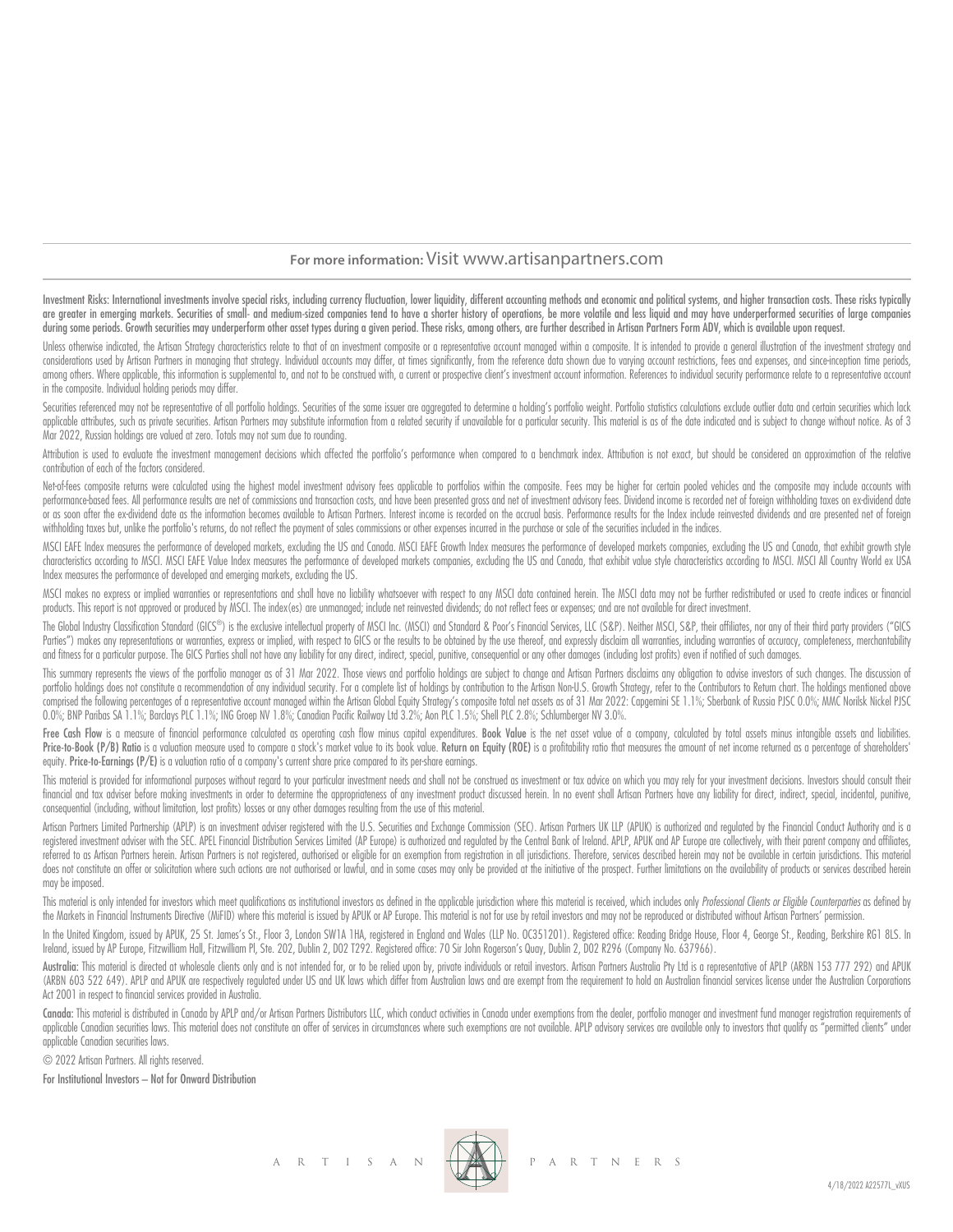**For more information:** Visit www.artisanpartners.com

Investment Risks: International investments involve special risks, including currency fluctuation, lower liquidity, different accounting methods and economic and political systems, and higher transaction costs. These risks typically are greater in emerging markets. Securities of small- and medium-sized companies tend to have a shorter history of operations, be more volatile and less liquid and may have underperformed securities of large companies during some periods. Growth securities may underperform other asset types during a given period. These risks, among others, are further described in Artisan Partners Form ADV, which is available upon request.

Unless otherwise indicated, the Artisan Strategy characteristics relate to that of an investment composite or a representative account managed within a composite. It is intended to provide a general illustration of the investment strategy and considerations used by Artisan Partners in managing that strategy. Individual accounts may differ, at times significantly, from the reference data shown due to varying account restrictions, fees and expenses, and since-inception time periods, among others. Where applicable, this information is supplemental to, and not to be construed with, a current or prospective client's investment account information. References to individual security performance relate to a representative account in the composite. Individual holding periods may differ.

Securities referenced may not be representative of all portfolio holdings. Securities of the same issuer are aggregated to determine a holding's portfolio weight. Portfolio statistics calculations exclude outlier data and certain securities which lack applicable attributes, such as private securities. Artisan Partners may substitute information from a related security if unavailable for a particular security. This material is as of the date indicated and is subject to change without notice. As of 3 Mar 2022, Russian holdings are valued at zero. Totals may not sum due to rounding.

Attribution is used to evaluate the investment management decisions which affected the portfolio's performance when compared to a benchmark index. Attribution is not exact, but should be considered an approximation of the relative contribution of each of the factors considered.

Net-of-fees composite returns were calculated using the highest model investment advisory fees applicable to portfolios within the composite. Fees may be higher for certain pooled vehicles and the composite may include accounts with performance-based fees. All performance results are net of commissions and transaction costs, and have been presented gross and net of investment advisory fees. Dividend income is recorded net of foreign withholding taxes on ex-dividend date or as soon after the ex-dividend date as the information becomes available to Artisan Partners. Interest income is recorded on the accrual basis. Performance results for the Index include reinvested dividends and are presented net of foreign withholding taxes but, unlike the portfolio's returns, do not reflect the payment of sales commissions or other expenses incurred in the purchase or sale of the securities included in the indices.

MSCI EAFE Index measures the performance of developed markets, excluding the US and Canada. MSCI EAFE Growth Index measures the performance of developed markets companies, excluding the US and Canada, that exhibit growth style characteristics according to MSCI. MSCI EAFE Value Index measures the performance of developed markets companies, excluding the US and Canada, that exhibit value style characteristics according to MSCI. MSCI All Country World ex USA Index measures the performance of developed and emerging markets, excluding the US.

MSCI makes no express or implied warranties or representations and shall have no liability whatsoever with respect to any MSCI data contained herein. The MSCI data may not be further redistributed or used to create indices or financial products. This report is not approved or produced by MSCI. The index(es) are unmanaged; include net reinvested dividends; do not reflect fees or expenses; and are not available for direct investment.

The Global Industry Classification Standard (GICS®) is the exclusive intellectual property of MSCI Inc. (MSCI) and Standard & Poor's Financial Services, LLC (S&P). Neither MSCI, S&P, their affiliates, nor any of their third party providers ("GICS Parties") makes any representations or warranties, express or implied, with respect to GICS or the results to be obtained by the use thereof, and expressly disclaim all warranties, including warranties of accuracy, completeness, merchantability and fitness for a particular purpose. The GICS Parties shall not have any liability for any direct, indirect, special, punitive, consequential or any other damages (including lost profits) even if notified of such damages.

This summary represents the views of the portfolio manager as of 31 Mar 2022. Those views and portfolio holdings are subject to change and Artisan Partners disclaims any obligation to advise investors of such changes. The discussion of portfolio holdings does not constitute a recommendation of any individual security. For a complete list of holdings by contribution to the Artisan Non-U.S. Growth Strategy, refer to the Contributors to Return chart. The holdings mentioned above comprised the following percentages of a representative account managed within the Artisan Global Equity Strategy's composite total net assets as of 31 Mar 2022: Capgemini SE 1.1%; Sberbank of Russia PJSC 0.0%; MMC Norilsk Nickel PJSC 0.0%; BNP Paribas SA 1.1%; Barclays PLC 1.1%; ING Groep NV 1.8%; Canadian Pacific Railway Ltd 3.2%; Aon PLC 1.5%; Shell PLC 2.8%; Schlumberger NV 3.0%.

**Free Cash Flow** is a measure of financial performance calculated as operating cash flow minus capital expenditures. **Book Value** is the net asset value of a company, calculated by total assets minus intangible assets and liabilities. **Price-to-Book (P/B) Ratio** is a valuation measure used to compare a stock's market value to its book value. **Return on Equity (ROE)** is a profitability ratio that measures the amount of net income returned as a percentage of shareholders' equity. **Price-to-Earnings (P/E)** is a valuation ratio of a company's current share price compared to its per-share earnings.

This material is provided for informational purposes without regard to your particular investment needs and shall not be construed as investment or tax advice on which you may rely for your investment decisions. Investors should consult their financial and tax adviser before making investments in order to determine the appropriateness of any investment product discussed herein. In no event shall Artisan Partners have any liability for direct, indirect, special, incidental, punitive, consequential (including, without limitation, lost profits) losses or any other damages resulting from the use of this material.

Artisan Partners Limited Partnership (APLP) is an investment adviser registered with the U.S. Securities and Exchange Commission (SEC). Artisan Partners UK LLP (APUK) is authorized and regulated by the Financial Conduct Authority and is a registered investment adviser with the SEC. APEL Financial Distribution Services Limited (AP Europe) is authorized and regulated by the Central Bank of Ireland. APLP, APUK and AP Europe are collectively, with their parent company and affiliates, referred to as Artisan Partners herein. Artisan Partners is not registered, authorised or eligible for an exemption from registration in all jurisdictions. Therefore, services described herein may not be available in certain jurisdictions. This material does not constitute an offer or solicitation where such actions are not authorised or lawful, and in some cases may only be provided at the initiative of the prospect. Further limitations on the availability of products or services described herein may be imposed.

This material is only intended for investors which meet qualifications as institutional investors as defined in the applicable jurisdiction where this material is received, which includes only *Professional Clients or Eligible Counterparties* as defined by the Markets in Financial Instruments Directive (MiFID) where this material is issued by APUK or AP Europe. This material is not for use by retail investors and may not be reproduced or distributed without Artisan Partners' permission.

In the United Kingdom, issued by APUK, 25 St. James's St., Floor 3, London SW1A 1HA, registered in England and Wales (LLP No. OC351201). Registered office: Reading Bridge House, Floor 4, George St., Reading, Berkshire RG1 8LS. In Ireland, issued by AP Europe, Fitzwilliam Hall, Fitzwilliam Pl, Ste. 202, Dublin 2, D02 T292. Registered office: 70 Sir John Rogerson's Quay, Dublin 2, D02 R296 (Company No. 637966).

**Australia:** This material is directed at wholesale clients only and is not intended for, or to be relied upon by, private individuals or retail investors. Artisan Partners Australia Pty Ltd is a representative of APLP (ARBN 153 777 292) and APUK (ARBN 603 522 649). APLP and APUK are respectively regulated under US and UK laws which differ from Australian laws and are exempt from the requirement to hold an Australian financial services license under the Australian Corporations Act 2001 in respect to financial services provided in Australia.

**Canada:** This material is distributed in Canada by APLP and/or Artisan Partners Distributors LLC, which conduct activities in Canada under exemptions from the dealer, portfolio manager and investment fund manager registration requirements of applicable Canadian securities laws. This material does not constitute an offer of services in circumstances where such exemptions are not available. APLP advisory services are available only to investors that qualify as "permitted clients" under applicable Canadian securities laws.

© 2022 Artisan Partners. All rights reserved.

**For Institutional Investors – Not for Onward Distribution**

ARTISAN PARTNERS

4/18/2022 A22577L_vXUS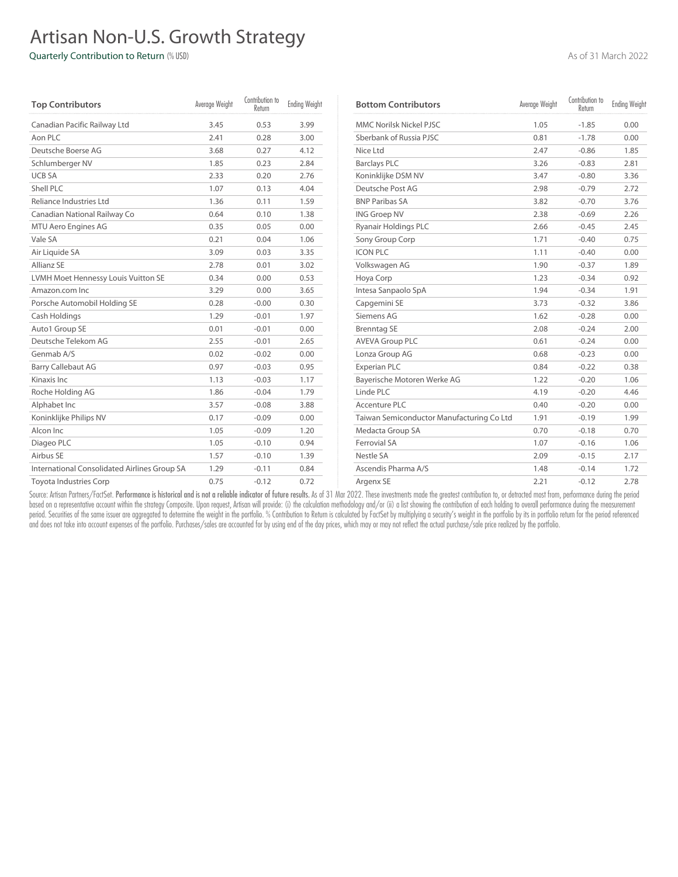# Artisan Non-U.S. Growth Strategy

Quarterly Contribution to Return (% USD)

As of 31 March 2022

| Top Contributors | Average Weight | Contribution to Return | Ending Weight |
|---|---|---|---|
| Canadian Pacific Railway Ltd | 3.45 | 0.53 | 3.99 |
| Aon PLC | 2.41 | 0.28 | 3.00 |
| Deutsche Boerse AG | 3.68 | 0.27 | 4.12 |
| Schlumberger NV | 1.85 | 0.23 | 2.84 |
| UCB SA | 2.33 | 0.20 | 2.76 |
| Shell PLC | 1.07 | 0.13 | 4.04 |
| Reliance Industries Ltd | 1.36 | 0.11 | 1.59 |
| Canadian National Railway Co | 0.64 | 0.10 | 1.38 |
| MTU Aero Engines AG | 0.35 | 0.05 | 0.00 |
| Vale SA | 0.21 | 0.04 | 1.06 |
| Air Liquide SA | 3.09 | 0.03 | 3.35 |
| Allianz SE | 2.78 | 0.01 | 3.02 |
| LVMH Moet Hennessy Louis Vuitton SE | 0.34 | 0.00 | 0.53 |
| Amazon.com Inc | 3.29 | 0.00 | 3.65 |
| Porsche Automobil Holding SE | 0.28 | -0.00 | 0.30 |
| Cash Holdings | 1.29 | -0.01 | 1.97 |
| Auto1 Group SE | 0.01 | -0.01 | 0.00 |
| Deutsche Telekom AG | 2.55 | -0.01 | 2.65 |
| Genmab A/S | 0.02 | -0.02 | 0.00 |
| Barry Callebaut AG | 0.97 | -0.03 | 0.95 |
| Kinaxis Inc | 1.13 | -0.03 | 1.17 |
| Roche Holding AG | 1.86 | -0.04 | 1.79 |
| Alphabet Inc | 3.57 | -0.08 | 3.88 |
| Koninklijke Philips NV | 0.17 | -0.09 | 0.00 |
| Alcon Inc | 1.05 | -0.09 | 1.20 |
| Diageo PLC | 1.05 | -0.10 | 0.94 |
| Airbus SE | 1.57 | -0.10 | 1.39 |
| International Consolidated Airlines Group SA | 1.29 | -0.11 | 0.84 |
| Toyota Industries Corp | 0.75 | -0.12 | 0.72 |

| Bottom Contributors | Average Weight | Contribution to Return | Ending Weight |
|---|---|---|---|
| MMC Norilsk Nickel PJSC | 1.05 | -1.85 | 0.00 |
| Sberbank of Russia PJSC | 0.81 | -1.78 | 0.00 |
| Nice Ltd | 2.47 | -0.86 | 1.85 |
| Barclays PLC | 3.26 | -0.83 | 2.81 |
| Koninklijke DSM NV | 3.47 | -0.80 | 3.36 |
| Deutsche Post AG | 2.98 | -0.79 | 2.72 |
| BNP Paribas SA | 3.82 | -0.70 | 3.76 |
| ING Groep NV | 2.38 | -0.69 | 2.26 |
| Ryanair Holdings PLC | 2.66 | -0.45 | 2.45 |
| Sony Group Corp | 1.71 | -0.40 | 0.75 |
| ICON PLC | 1.11 | -0.40 | 0.00 |
| Volkswagen AG | 1.90 | -0.37 | 1.89 |
| Hoya Corp | 1.23 | -0.34 | 0.92 |
| Intesa Sanpaolo SpA | 1.94 | -0.34 | 1.91 |
| Capgemini SE | 3.73 | -0.32 | 3.86 |
| Siemens AG | 1.62 | -0.28 | 0.00 |
| Brenntag SE | 2.08 | -0.24 | 2.00 |
| AVEVA Group PLC | 0.61 | -0.24 | 0.00 |
| Lonza Group AG | 0.68 | -0.23 | 0.00 |
| Experian PLC | 0.84 | -0.22 | 0.38 |
| Bayerische Motoren Werke AG | 1.22 | -0.20 | 1.06 |
| Linde PLC | 4.19 | -0.20 | 4.46 |
| Accenture PLC | 0.40 | -0.20 | 0.00 |
| Taiwan Semiconductor Manufacturing Co Ltd | 1.91 | -0.19 | 1.99 |
| Medacta Group SA | 0.70 | -0.18 | 0.70 |
| Ferrovial SA | 1.07 | -0.16 | 1.06 |
| Nestle SA | 2.09 | -0.15 | 2.17 |
| Ascendis Pharma A/S | 1.48 | -0.14 | 1.72 |
| Argenx SE | 2.21 | -0.12 | 2.78 |

Source: Artisan Partners/FactSet. **Performance is historical and is not a reliable indicator of future results.** As of 31 Mar 2022. These investments made the greatest contribution to, or detracted most from, performance during the period based on a representative account within the strategy Composite. Upon request, Artisan will provide: (i) the calculation methodology and/or (ii) a list showing the contribution of each holding to overall performance during the measurement period. Securities of the same issuer are aggregated to determine the weight in the portfolio. % Contribution to Return is calculated by FactSet by multiplying a security's weight in the portfolio by its in portfolio return for the period referenced and does not take into account expenses of the portfolio. Purchases/sales are accounted for by using end of the day prices, which may or may not reflect the actual purchase/sale price realized by the portfolio.